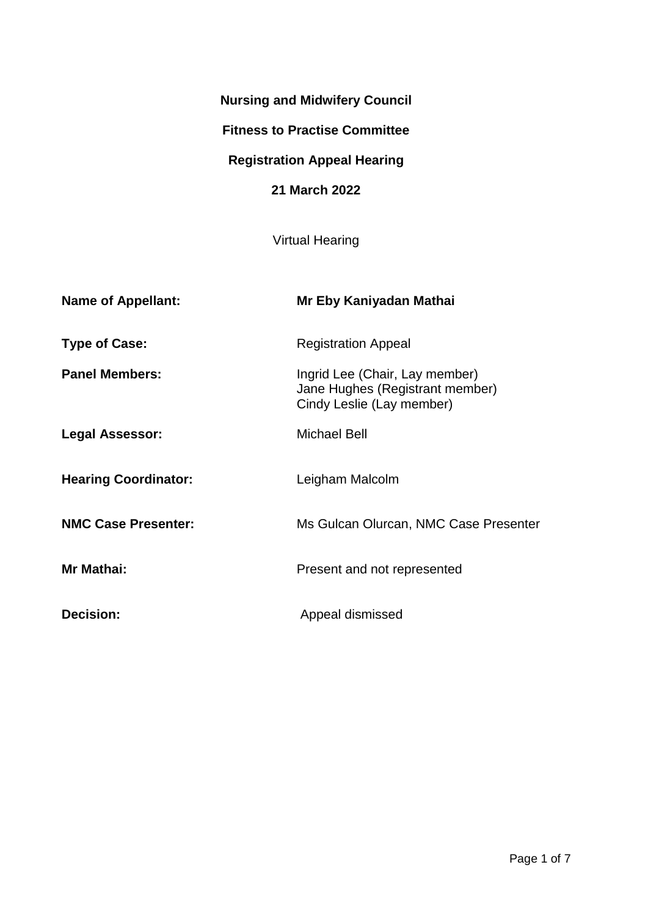**Nursing and Midwifery Council**

**Fitness to Practise Committee**

**Registration Appeal Hearing**

**21 March 2022**

Virtual Hearing

| | |
|---|---|
| **Name of Appellant:** | **Mr Eby Kaniyadan Mathai** |
| **Type of Case:** | Registration Appeal |
| **Panel Members:** | Ingrid Lee (Chair, Lay member)<br>Jane Hughes (Registrant member)<br>Cindy Leslie (Lay member) |
| **Legal Assessor:** | Michael Bell |
| **Hearing Coordinator:** | Leigham Malcolm |
| **NMC Case Presenter:** | Ms Gulcan Olurcan, NMC Case Presenter |
| **Mr Mathai:** | Present and not represented |
| **Decision:** | Appeal dismissed |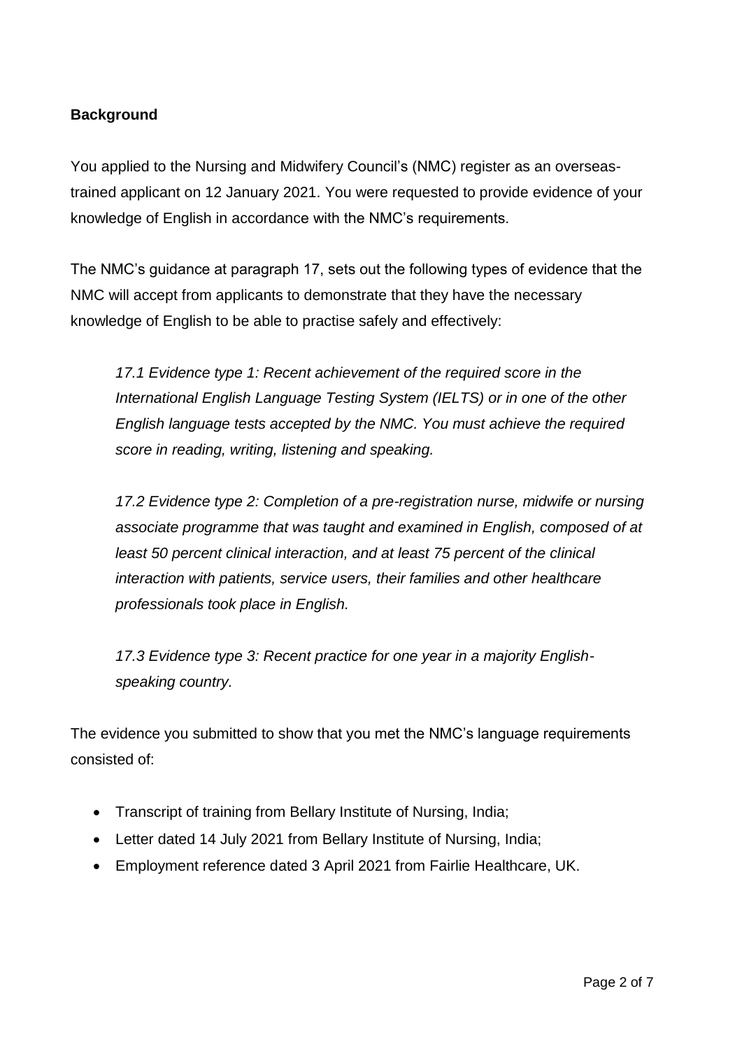**Background**

You applied to the Nursing and Midwifery Council's (NMC) register as an overseas-trained applicant on 12 January 2021. You were requested to provide evidence of your knowledge of English in accordance with the NMC's requirements.

The NMC's guidance at paragraph 17, sets out the following types of evidence that the NMC will accept from applicants to demonstrate that they have the necessary knowledge of English to be able to practise safely and effectively:

> *17.1 Evidence type 1: Recent achievement of the required score in the International English Language Testing System (IELTS) or in one of the other English language tests accepted by the NMC. You must achieve the required score in reading, writing, listening and speaking.*
>
> *17.2 Evidence type 2: Completion of a pre-registration nurse, midwife or nursing associate programme that was taught and examined in English, composed of at least 50 percent clinical interaction, and at least 75 percent of the clinical interaction with patients, service users, their families and other healthcare professionals took place in English.*
>
> *17.3 Evidence type 3: Recent practice for one year in a majority English-speaking country.*

The evidence you submitted to show that you met the NMC's language requirements consisted of:

- Transcript of training from Bellary Institute of Nursing, India;
- Letter dated 14 July 2021 from Bellary Institute of Nursing, India;
- Employment reference dated 3 April 2021 from Fairlie Healthcare, UK.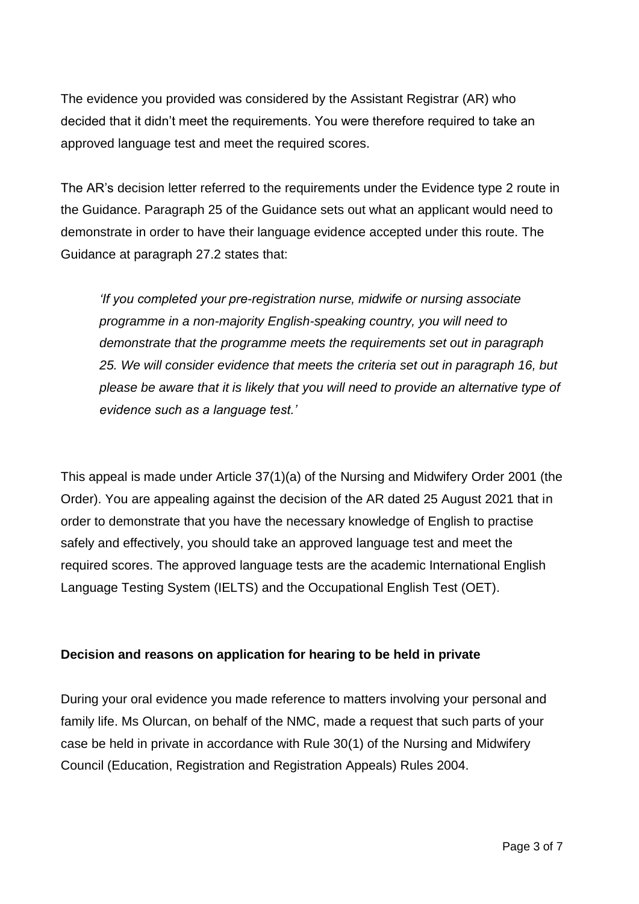The evidence you provided was considered by the Assistant Registrar (AR) who decided that it didn't meet the requirements. You were therefore required to take an approved language test and meet the required scores.

The AR's decision letter referred to the requirements under the Evidence type 2 route in the Guidance. Paragraph 25 of the Guidance sets out what an applicant would need to demonstrate in order to have their language evidence accepted under this route. The Guidance at paragraph 27.2 states that:

> *'If you completed your pre-registration nurse, midwife or nursing associate programme in a non-majority English-speaking country, you will need to demonstrate that the programme meets the requirements set out in paragraph 25. We will consider evidence that meets the criteria set out in paragraph 16, but please be aware that it is likely that you will need to provide an alternative type of evidence such as a language test.'*

This appeal is made under Article 37(1)(a) of the Nursing and Midwifery Order 2001 (the Order). You are appealing against the decision of the AR dated 25 August 2021 that in order to demonstrate that you have the necessary knowledge of English to practise safely and effectively, you should take an approved language test and meet the required scores. The approved language tests are the academic International English Language Testing System (IELTS) and the Occupational English Test (OET).

**Decision and reasons on application for hearing to be held in private**

During your oral evidence you made reference to matters involving your personal and family life. Ms Olurcan, on behalf of the NMC, made a request that such parts of your case be held in private in accordance with Rule 30(1) of the Nursing and Midwifery Council (Education, Registration and Registration Appeals) Rules 2004.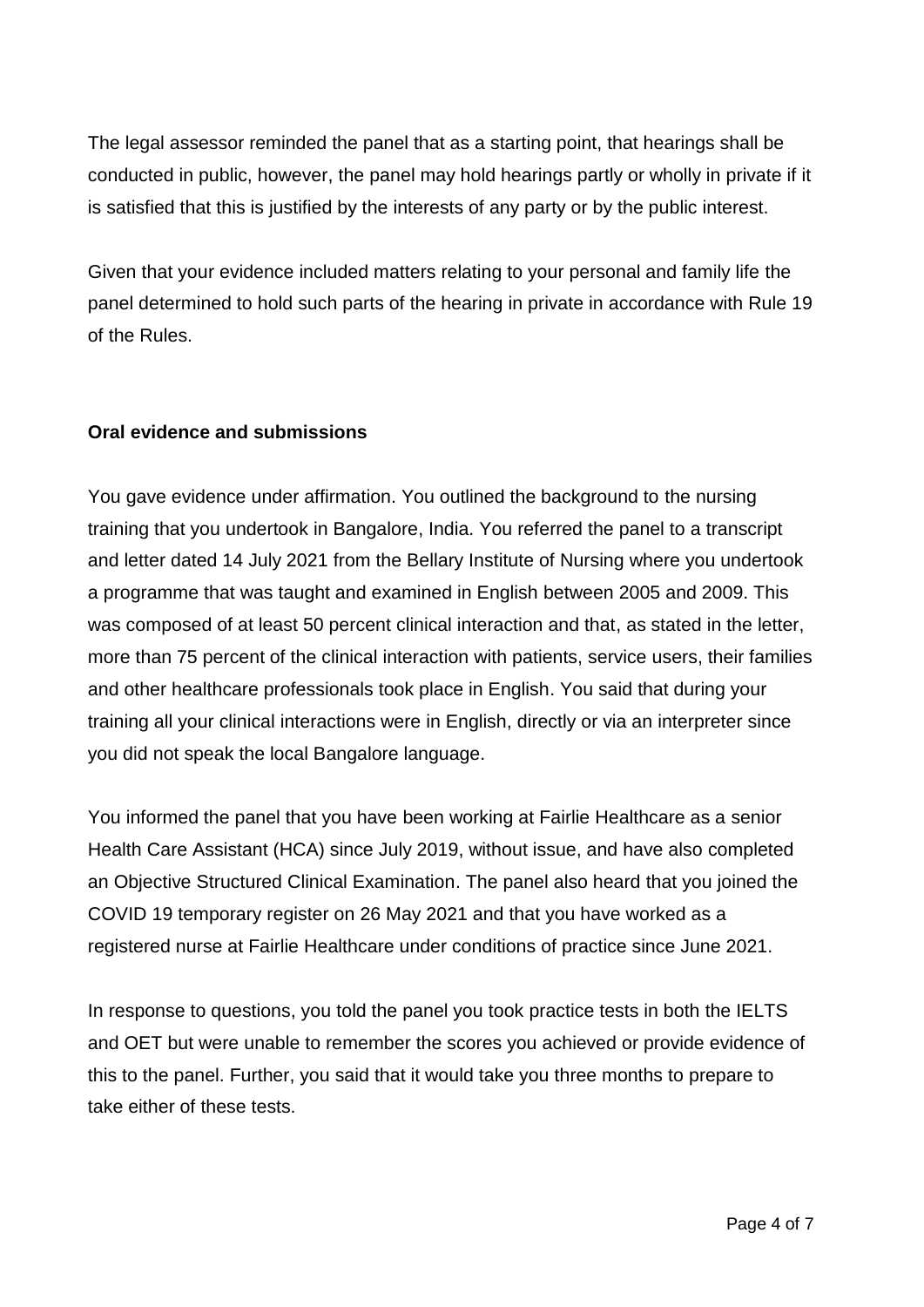The legal assessor reminded the panel that as a starting point, that hearings shall be conducted in public, however, the panel may hold hearings partly or wholly in private if it is satisfied that this is justified by the interests of any party or by the public interest.

Given that your evidence included matters relating to your personal and family life the panel determined to hold such parts of the hearing in private in accordance with Rule 19 of the Rules.

**Oral evidence and submissions**

You gave evidence under affirmation. You outlined the background to the nursing training that you undertook in Bangalore, India. You referred the panel to a transcript and letter dated 14 July 2021 from the Bellary Institute of Nursing where you undertook a programme that was taught and examined in English between 2005 and 2009. This was composed of at least 50 percent clinical interaction and that, as stated in the letter, more than 75 percent of the clinical interaction with patients, service users, their families and other healthcare professionals took place in English. You said that during your training all your clinical interactions were in English, directly or via an interpreter since you did not speak the local Bangalore language.

You informed the panel that you have been working at Fairlie Healthcare as a senior Health Care Assistant (HCA) since July 2019, without issue, and have also completed an Objective Structured Clinical Examination. The panel also heard that you joined the COVID 19 temporary register on 26 May 2021 and that you have worked as a registered nurse at Fairlie Healthcare under conditions of practice since June 2021.

In response to questions, you told the panel you took practice tests in both the IELTS and OET but were unable to remember the scores you achieved or provide evidence of this to the panel. Further, you said that it would take you three months to prepare to take either of these tests.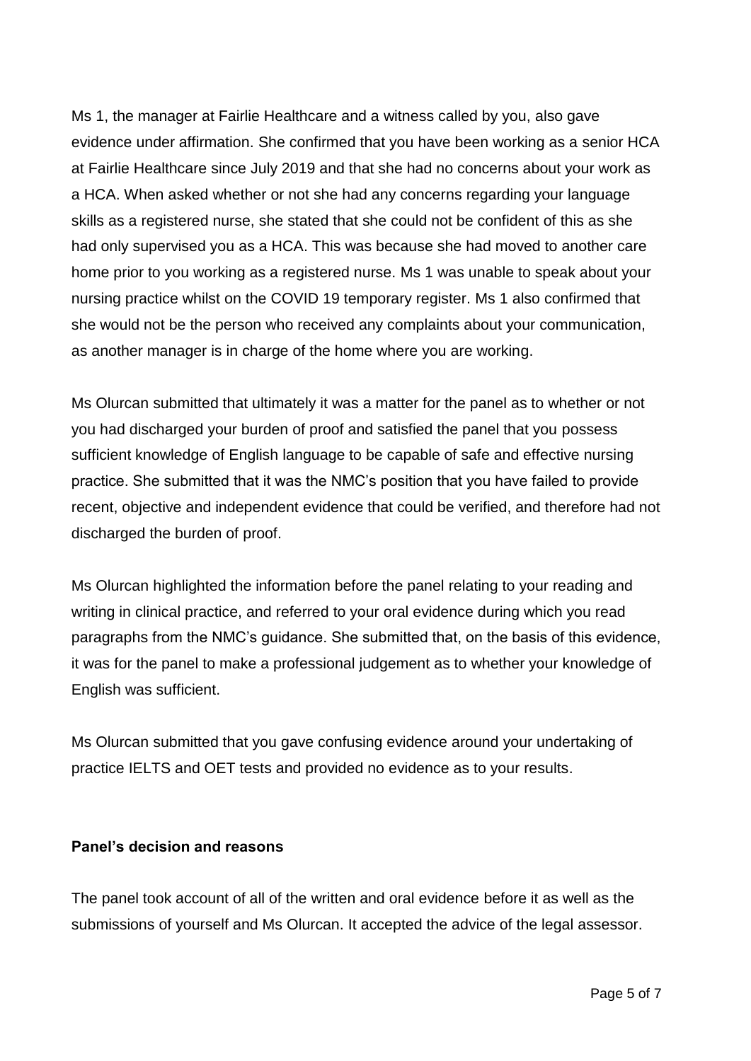Ms 1, the manager at Fairlie Healthcare and a witness called by you, also gave evidence under affirmation. She confirmed that you have been working as a senior HCA at Fairlie Healthcare since July 2019 and that she had no concerns about your work as a HCA. When asked whether or not she had any concerns regarding your language skills as a registered nurse, she stated that she could not be confident of this as she had only supervised you as a HCA. This was because she had moved to another care home prior to you working as a registered nurse. Ms 1 was unable to speak about your nursing practice whilst on the COVID 19 temporary register. Ms 1 also confirmed that she would not be the person who received any complaints about your communication, as another manager is in charge of the home where you are working.

Ms Olurcan submitted that ultimately it was a matter for the panel as to whether or not you had discharged your burden of proof and satisfied the panel that you possess sufficient knowledge of English language to be capable of safe and effective nursing practice. She submitted that it was the NMC's position that you have failed to provide recent, objective and independent evidence that could be verified, and therefore had not discharged the burden of proof.

Ms Olurcan highlighted the information before the panel relating to your reading and writing in clinical practice, and referred to your oral evidence during which you read paragraphs from the NMC's guidance. She submitted that, on the basis of this evidence, it was for the panel to make a professional judgement as to whether your knowledge of English was sufficient.

Ms Olurcan submitted that you gave confusing evidence around your undertaking of practice IELTS and OET tests and provided no evidence as to your results.

**Panel's decision and reasons**

The panel took account of all of the written and oral evidence before it as well as the submissions of yourself and Ms Olurcan. It accepted the advice of the legal assessor.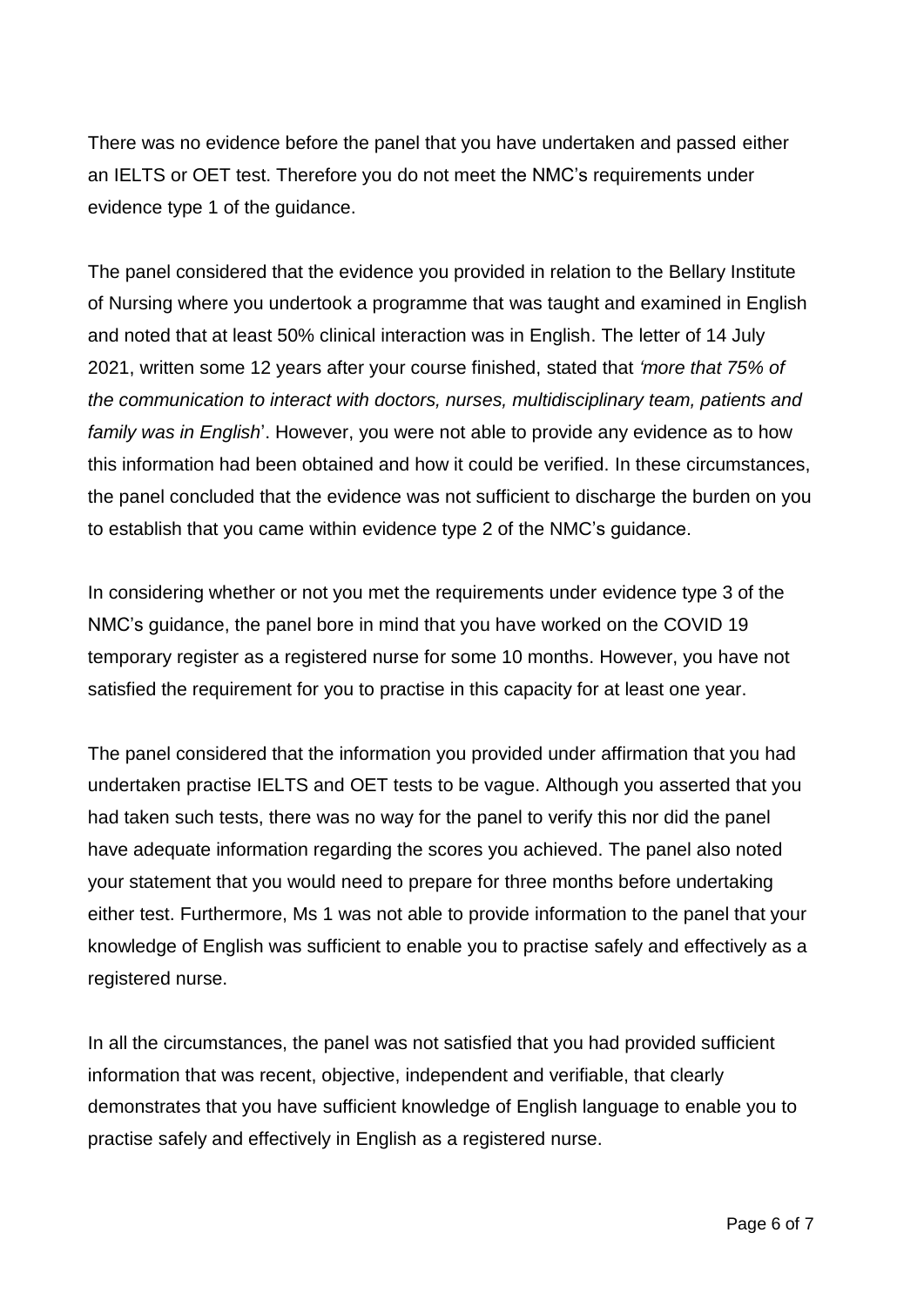There was no evidence before the panel that you have undertaken and passed either an IELTS or OET test. Therefore you do not meet the NMC's requirements under evidence type 1 of the guidance.

The panel considered that the evidence you provided in relation to the Bellary Institute of Nursing where you undertook a programme that was taught and examined in English and noted that at least 50% clinical interaction was in English. The letter of 14 July 2021, written some 12 years after your course finished, stated that *'more that 75% of the communication to interact with doctors, nurses, multidisciplinary team, patients and family was in English*'. However, you were not able to provide any evidence as to how this information had been obtained and how it could be verified. In these circumstances, the panel concluded that the evidence was not sufficient to discharge the burden on you to establish that you came within evidence type 2 of the NMC's guidance.

In considering whether or not you met the requirements under evidence type 3 of the NMC's guidance, the panel bore in mind that you have worked on the COVID 19 temporary register as a registered nurse for some 10 months. However, you have not satisfied the requirement for you to practise in this capacity for at least one year.

The panel considered that the information you provided under affirmation that you had undertaken practise IELTS and OET tests to be vague. Although you asserted that you had taken such tests, there was no way for the panel to verify this nor did the panel have adequate information regarding the scores you achieved. The panel also noted your statement that you would need to prepare for three months before undertaking either test. Furthermore, Ms 1 was not able to provide information to the panel that your knowledge of English was sufficient to enable you to practise safely and effectively as a registered nurse.

In all the circumstances, the panel was not satisfied that you had provided sufficient information that was recent, objective, independent and verifiable, that clearly demonstrates that you have sufficient knowledge of English language to enable you to practise safely and effectively in English as a registered nurse.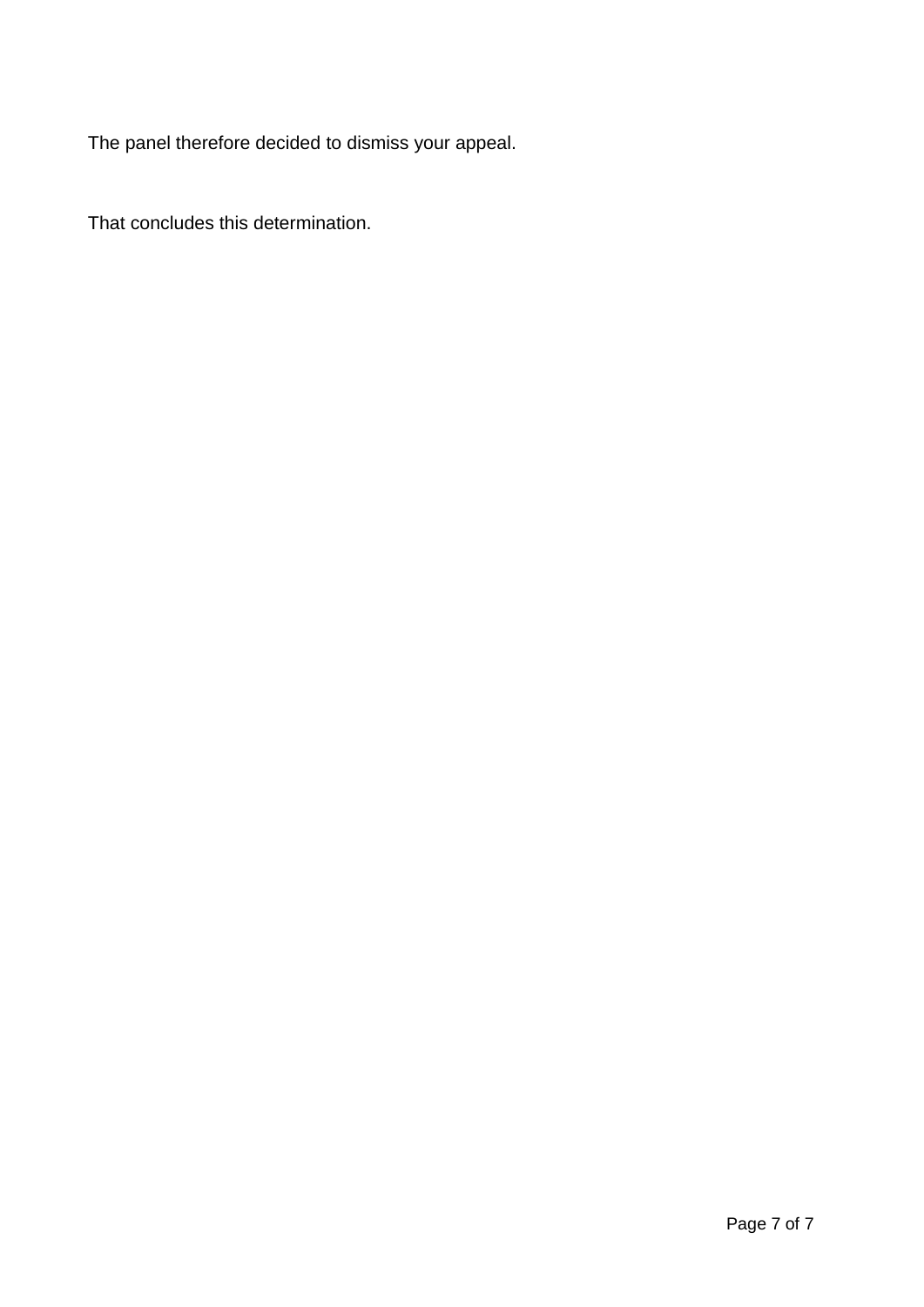The panel therefore decided to dismiss your appeal.

That concludes this determination.